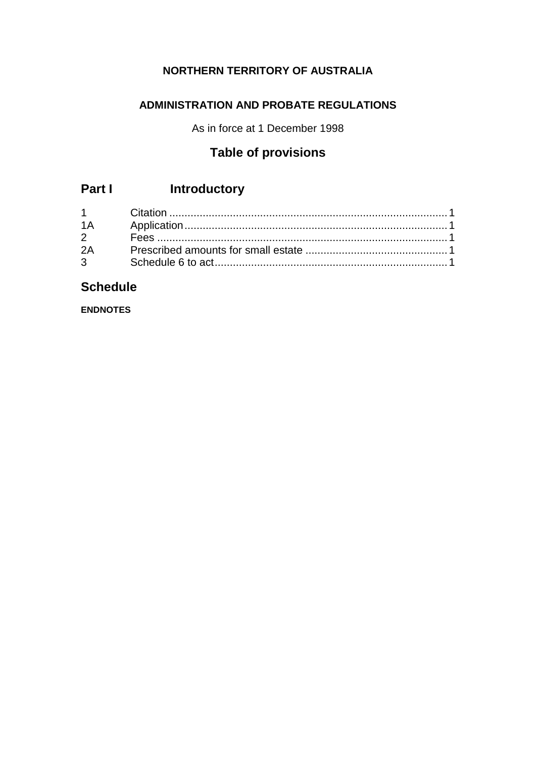**NORTHERN TERRITORY OF AUSTRALIA**

**ADMINISTRATION AND PROBATE REGULATIONS**

As in force at 1 December 1998

## Table of provisions

## Part I Introductory

| | | |
|---|---|---|
| 1 | Citation | 1 |
| 1A | Application | 1 |
| 2 | Fees | 1 |
| 2A | Prescribed amounts for small estate | 1 |
| 3 | Schedule 6 to act | 1 |

## Schedule

**ENDNOTES**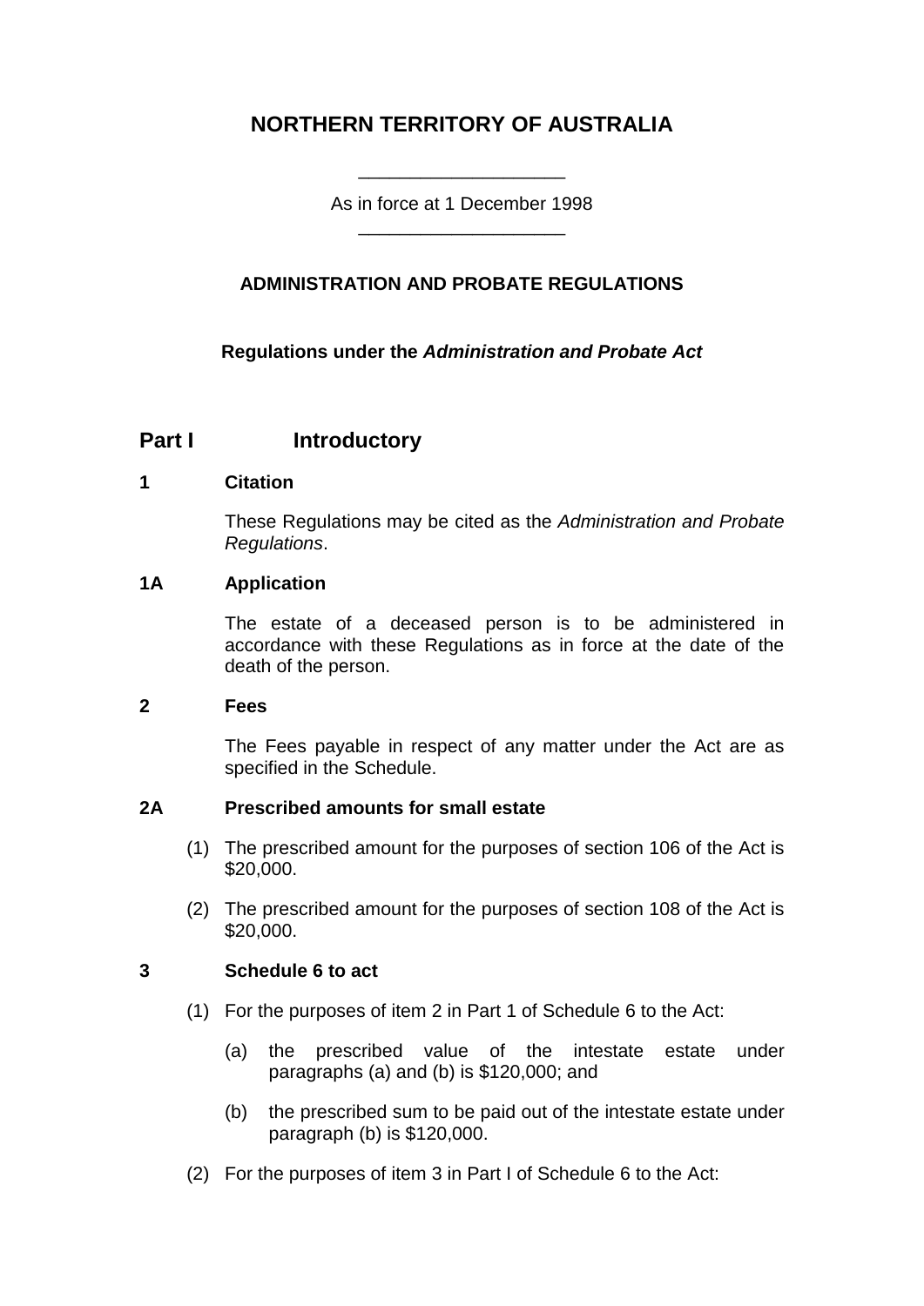# NORTHERN TERRITORY OF AUSTRALIA

___________________

As in force at 1 December 1998

___________________

## ADMINISTRATION AND PROBATE REGULATIONS

**Regulations under the *Administration and Probate Act***

## Part I Introductory

### 1 Citation

These Regulations may be cited as the *Administration and Probate Regulations*.

### 1A Application

The estate of a deceased person is to be administered in accordance with these Regulations as in force at the date of the death of the person.

### 2 Fees

The Fees payable in respect of any matter under the Act are as specified in the Schedule.

### 2A Prescribed amounts for small estate

(1) The prescribed amount for the purposes of section 106 of the Act is $20,000.

(2) The prescribed amount for the purposes of section 108 of the Act is $20,000.

### 3 Schedule 6 to act

(1) For the purposes of item 2 in Part 1 of Schedule 6 to the Act:

(a) the prescribed value of the intestate estate under paragraphs (a) and (b) is $120,000; and

(b) the prescribed sum to be paid out of the intestate estate under paragraph (b) is $120,000.

(2) For the purposes of item 3 in Part I of Schedule 6 to the Act: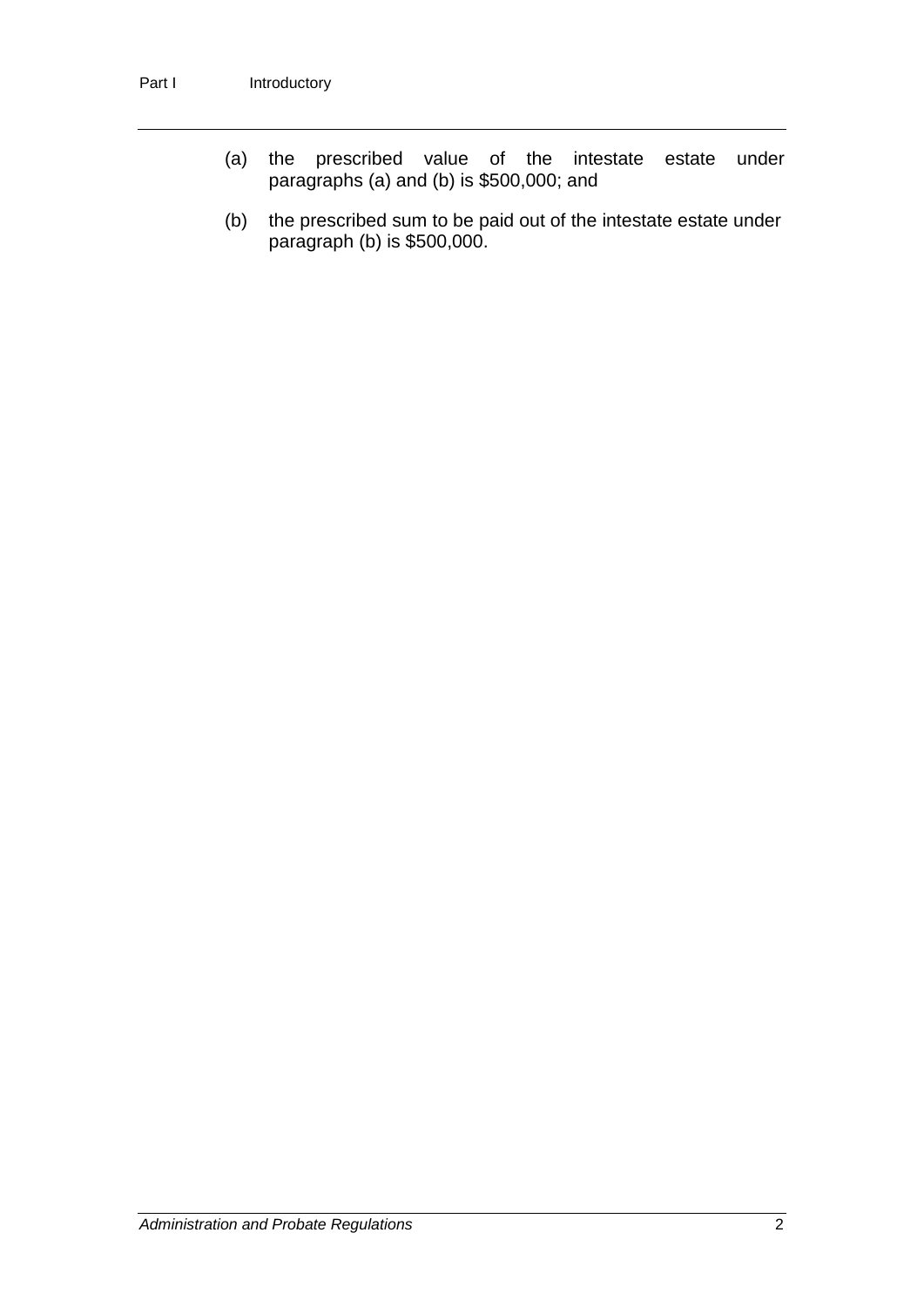(a) the prescribed value of the intestate estate under paragraphs (a) and (b) is $500,000; and

(b) the prescribed sum to be paid out of the intestate estate under paragraph (b) is $500,000.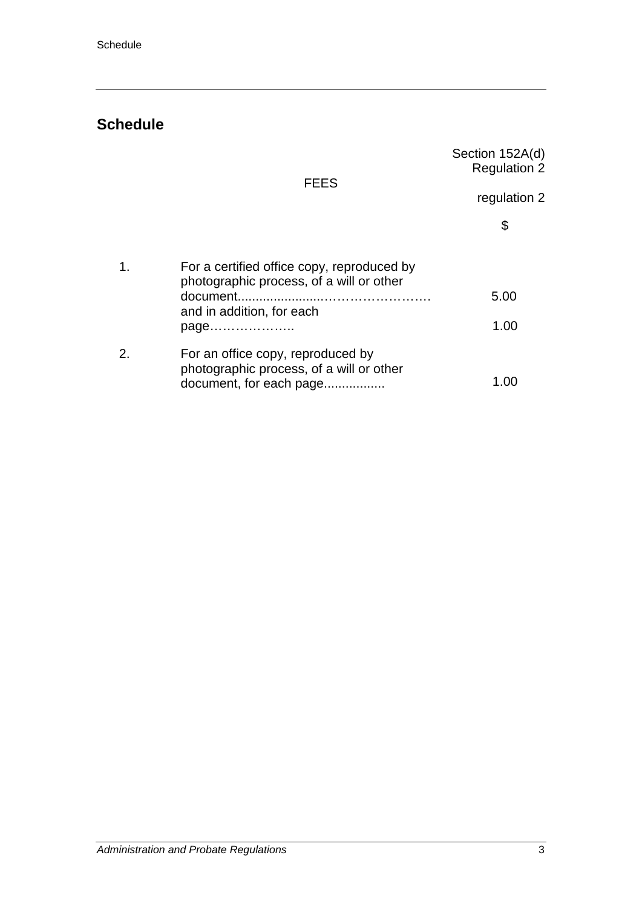## Schedule

Section 152A(d)
Regulation 2

FEES

regulation 2

| | | $ |
|---|---|---|
| 1. | For a certified office copy, reproduced by photographic process, of a will or other document........................…………………… | 5.00 |
| | and in addition, for each page……………….. | 1.00 |
| 2. | For an office copy, reproduced by photographic process, of a will or other document, for each page................ | 1.00 |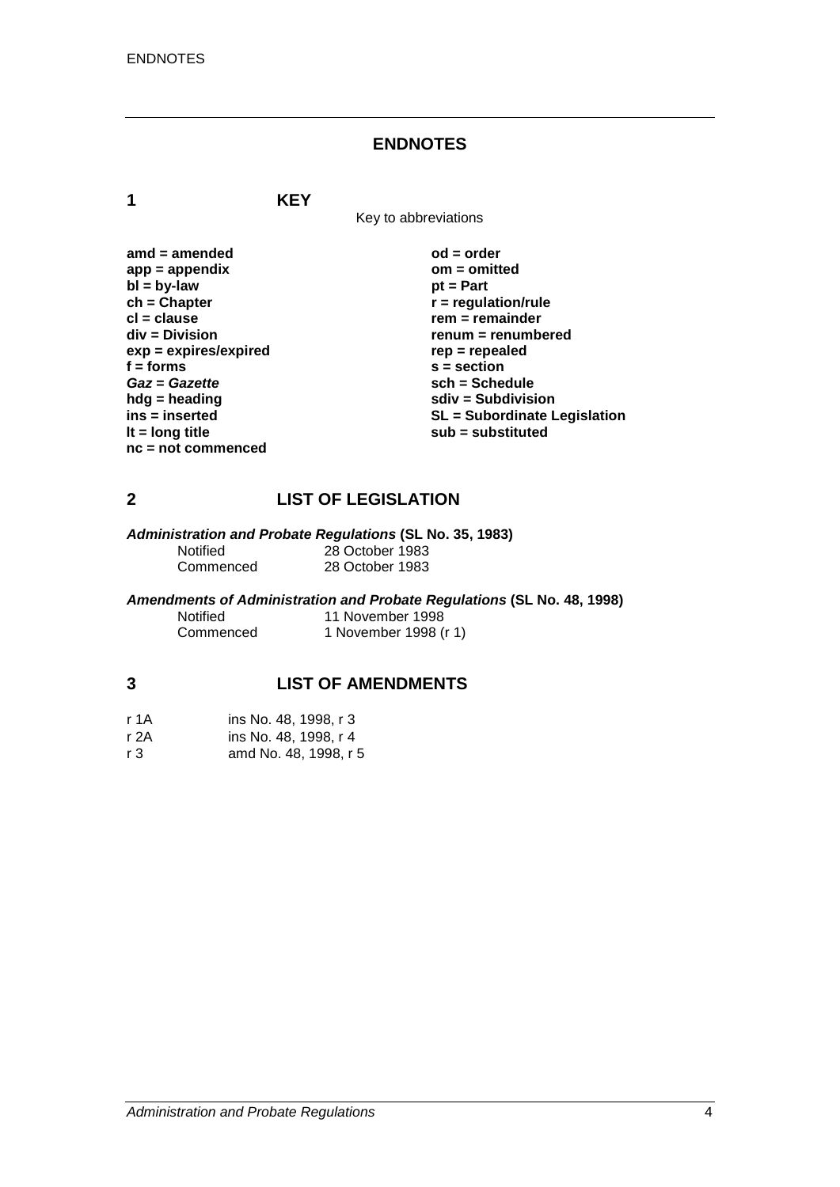# ENDNOTES

## 1 KEY

Key to abbreviations

**amd = amended**
**app = appendix**
**bl = by-law**
**ch = Chapter**
**cl = clause**
**div = Division**
**exp = expires/expired**
**f = forms**
***Gaz* = *Gazette***
**hdg = heading**
**ins = inserted**
**lt = long title**
**nc = not commenced**
**od = order**
**om = omitted**
**pt = Part**
**r = regulation/rule**
**rem = remainder**
**renum = renumbered**
**rep = repealed**
**s = section**
**sch = Schedule**
**sdiv = Subdivision**
**SL = Subordinate Legislation**
**sub = substituted**

## 2 LIST OF LEGISLATION

***Administration and Probate Regulations* (SL No. 35, 1983)**

| | |
|---|---|
| Notified | 28 October 1983 |
| Commenced | 28 October 1983 |

***Amendments of Administration and Probate Regulations* (SL No. 48, 1998)**

| | |
|---|---|
| Notified | 11 November 1998 |
| Commenced | 1 November 1998 (r 1) |

## 3 LIST OF AMENDMENTS

| | |
|---|---|
| r 1A | ins No. 48, 1998, r 3 |
| r 2A | ins No. 48, 1998, r 4 |
| r 3 | amd No. 48, 1998, r 5 |